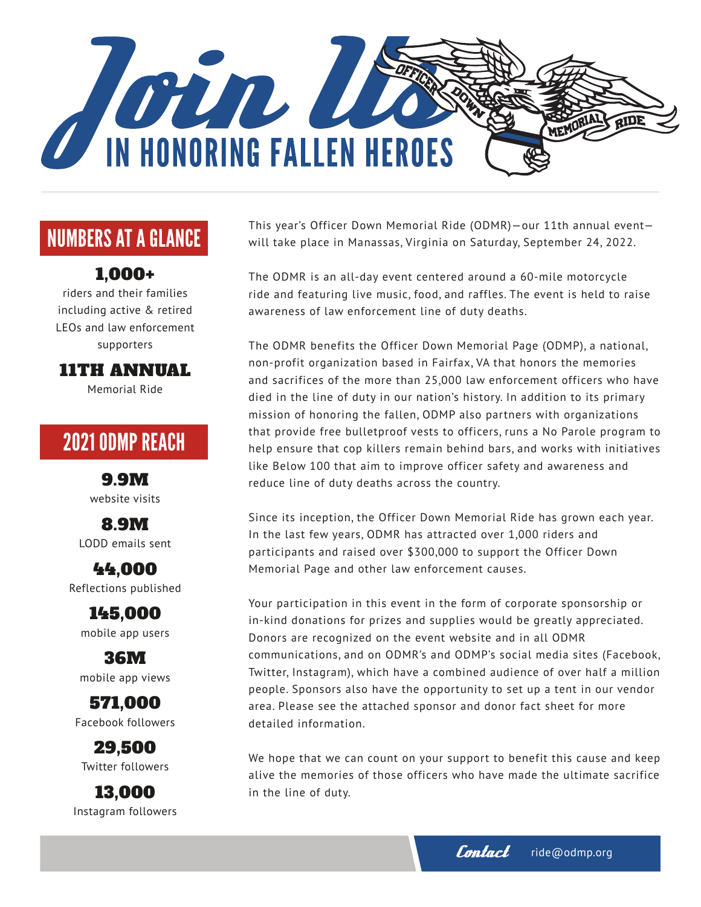# Join Us

## IN HONORING FALLEN HEROES

OFFICER DOWN MEMORIAL RIDE

## NUMBERS AT A GLANCE

**1,000+**
riders and their families including active & retired LEOs and law enforcement supporters

**11TH ANNUAL**
Memorial Ride

## 2021 ODMP REACH

**9.9M**
website visits

**8.9M**
LODD emails sent

**44,000**
Reflections published

**145,000**
mobile app users

**36M**
mobile app views

**571,000**
Facebook followers

**29,500**
Twitter followers

**13,000**
Instagram followers

This year's Officer Down Memorial Ride (ODMR)—our 11th annual event—will take place in Manassas, Virginia on Saturday, September 24, 2022.

The ODMR is an all-day event centered around a 60-mile motorcycle ride and featuring live music, food, and raffles. The event is held to raise awareness of law enforcement line of duty deaths.

The ODMR benefits the Officer Down Memorial Page (ODMP), a national, non-profit organization based in Fairfax, VA that honors the memories and sacrifices of the more than 25,000 law enforcement officers who have died in the line of duty in our nation's history. In addition to its primary mission of honoring the fallen, ODMP also partners with organizations that provide free bulletproof vests to officers, runs a No Parole program to help ensure that cop killers remain behind bars, and works with initiatives like Below 100 that aim to improve officer safety and awareness and reduce line of duty deaths across the country.

Since its inception, the Officer Down Memorial Ride has grown each year. In the last few years, ODMR has attracted over 1,000 riders and participants and raised over $300,000 to support the Officer Down Memorial Page and other law enforcement causes.

Your participation in this event in the form of corporate sponsorship or in-kind donations for prizes and supplies would be greatly appreciated. Donors are recognized on the event website and in all ODMR communications, and on ODMR's and ODMP's social media sites (Facebook, Twitter, Instagram), which have a combined audience of over half a million people. Sponsors also have the opportunity to set up a tent in our vendor area. Please see the attached sponsor and donor fact sheet for more detailed information.

We hope that we can count on your support to benefit this cause and keep alive the memories of those officers who have made the ultimate sacrifice in the line of duty.

*Contact* ride@odmp.org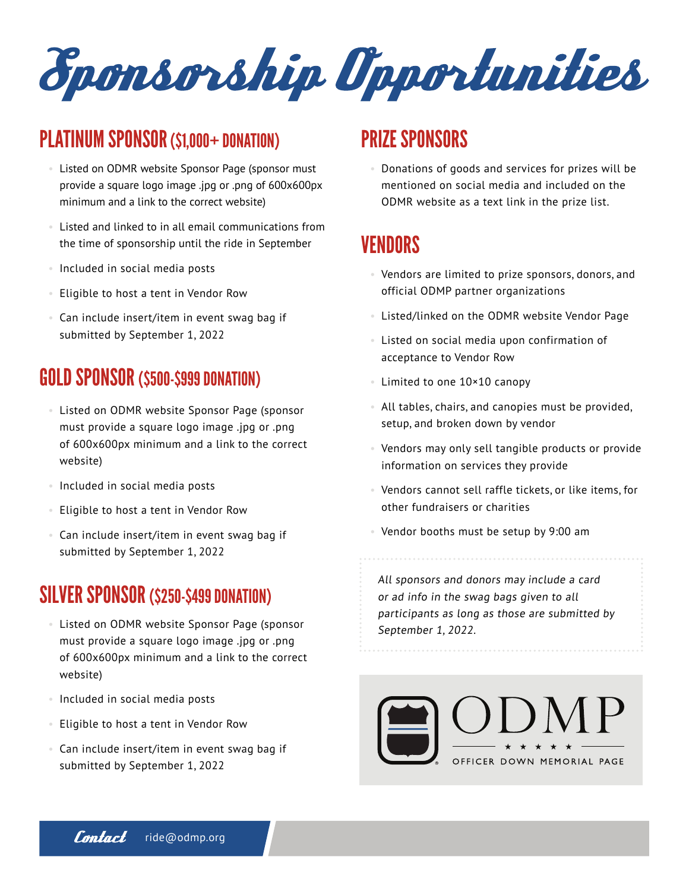# Sponsorship Opportunities

## PLATINUM SPONSOR ($1,000+ DONATION)

- Listed on ODMR website Sponsor Page (sponsor must provide a square logo image .jpg or .png of 600x600px minimum and a link to the correct website)
- Listed and linked to in all email communications from the time of sponsorship until the ride in September
- Included in social media posts
- Eligible to host a tent in Vendor Row
- Can include insert/item in event swag bag if submitted by September 1, 2022

## GOLD SPONSOR ($500-$999 DONATION)

- Listed on ODMR website Sponsor Page (sponsor must provide a square logo image .jpg or .png of 600x600px minimum and a link to the correct website)
- Included in social media posts
- Eligible to host a tent in Vendor Row
- Can include insert/item in event swag bag if submitted by September 1, 2022

## SILVER SPONSOR ($250-$499 DONATION)

- Listed on ODMR website Sponsor Page (sponsor must provide a square logo image .jpg or .png of 600x600px minimum and a link to the correct website)
- Included in social media posts
- Eligible to host a tent in Vendor Row
- Can include insert/item in event swag bag if submitted by September 1, 2022

## PRIZE SPONSORS

- Donations of goods and services for prizes will be mentioned on social media and included on the ODMR website as a text link in the prize list.

## VENDORS

- Vendors are limited to prize sponsors, donors, and official ODMP partner organizations
- Listed/linked on the ODMR website Vendor Page
- Listed on social media upon confirmation of acceptance to Vendor Row
- Limited to one 10×10 canopy
- All tables, chairs, and canopies must be provided, setup, and broken down by vendor
- Vendors may only sell tangible products or provide information on services they provide
- Vendors cannot sell raffle tickets, or like items, for other fundraisers or charities
- Vendor booths must be setup by 9:00 am

*All sponsors and donors may include a card or ad info in the swag bags given to all participants as long as those are submitted by September 1, 2022.*

ODMP
OFFICER DOWN MEMORIAL PAGE

**Contact** ride@odmp.org